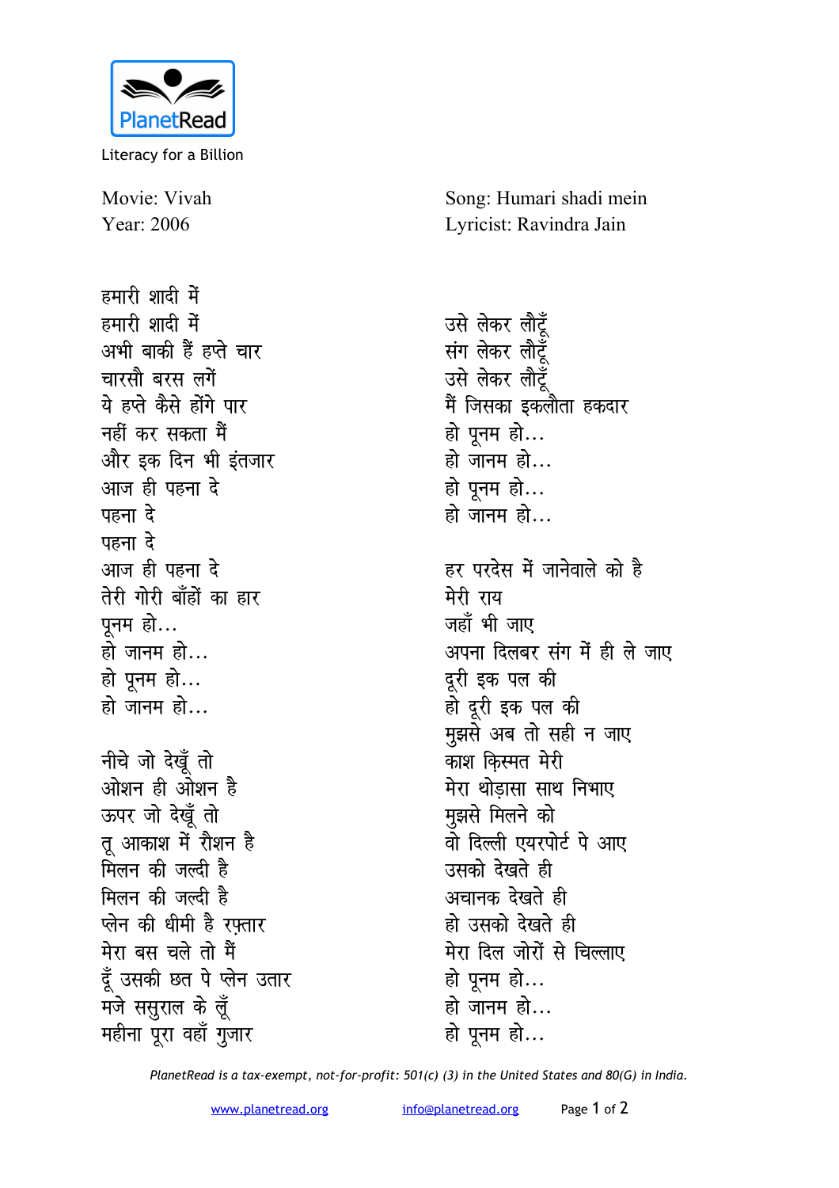PlanetRead

Literacy for a Billion

Movie: Vivah
Year: 2006

Song: Humari shadi mein
Lyricist: Ravindra Jain

हमारी शादी में
हमारी शादी में
अभी बाकी हैं हफ्ते चार
चारसौ बरस लगें
ये हफ्ते कैसे होंगे पार
नहीं कर सकता मैं
और इक दिन भी इंतजार
आज ही पहना दे
पहना दे
पहना दे
आज ही पहना दे
तेरी गोरी बाँहों का हार
पूनम हो...
हो जानम हो...
हो पूनम हो...
हो जानम हो...

नीचे जो देखूँ तो
ओशन ही ओशन है
ऊपर जो देखूँ तो
तू आकाश में रौशन है
मिलन की जल्दी है
मिलन की जल्दी है
प्लेन की धीमी है रफ़्तार
मेरा बस चले तो मैं
दूँ उसकी छत पे प्लेन उतार
मजे ससुराल के लूँ
महीना पूरा वहाँ गुजार
उसे लेकर लौटूँ
संग लेकर लौटूँ
उसे लेकर लौटूँ
मैं जिसका इकलौता हकदार
हो पूनम हो...
हो जानम हो...
हो पूनम हो...
हो जानम हो...

हर परदेस में जानेवाले को है
मेरी राय
जहाँ भी जाए
अपना दिलबर संग में ही ले जाए
दूरी इक पल की
हो दूरी इक पल की
मुझसे अब तो सही न जाए
काश क़िस्मत मेरी
मेरा थोड़ासा साथ निभाए
मुझसे मिलने को
वो दिल्ली एयरपोर्ट पे आए
उसको देखते ही
अचानक देखते ही
हो उसको देखते ही
मेरा दिल जोरों से चिल्लाए
हो पूनम हो...
हो जानम हो...
हो पूनम हो...

*PlanetRead is a tax-exempt, not-for-profit: 501(c) (3) in the United States and 80(G) in India.*

www.planetread.org info@planetread.org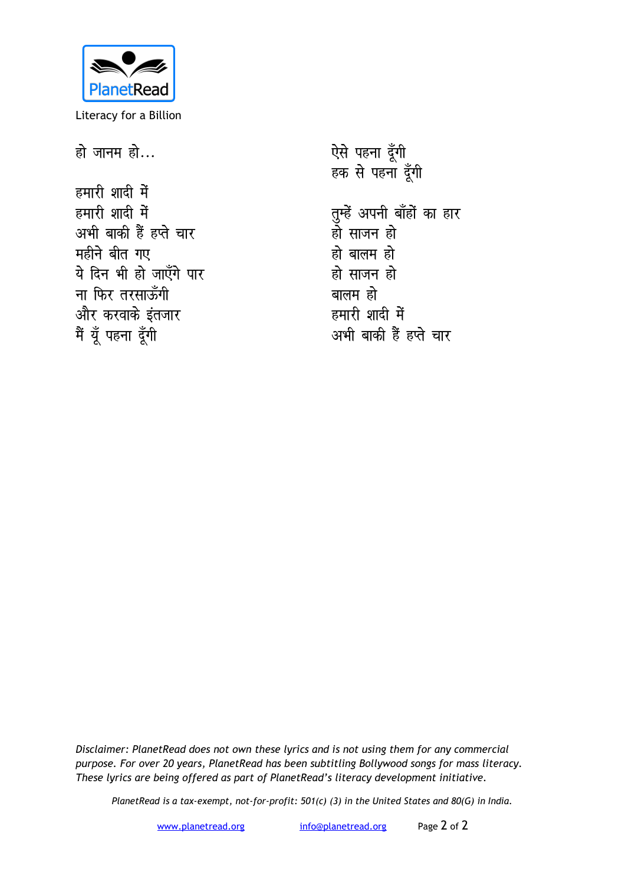हो जानम हो...

हमारी शादी में
हमारी शादी में
अभी बाकी हैं हफ्ते चार
महीने बीत गए
ये दिन भी हो जाएँगे पार
ना फिर तरसाऊँगी
और करवाके इंतजार
मैं यूँ पहना दूँगी

ऐसे पहना दूँगी
हक से पहना दूँगी

तुम्हें अपनी बाँहों का हार
हो साजन हो
हो बालम हो
हो साजन हो
बालम हो
हमारी शादी में
अभी बाकी हैं हफ्ते चार

*Disclaimer: PlanetRead does not own these lyrics and is not using them for any commercial purpose. For over 20 years, PlanetRead has been subtitling Bollywood songs for mass literacy. These lyrics are being offered as part of PlanetRead's literacy development initiative.*

*PlanetRead is a tax-exempt, not-for-profit: 501(c) (3) in the United States and 80(G) in India.*

www.planetread.org info@planetread.org